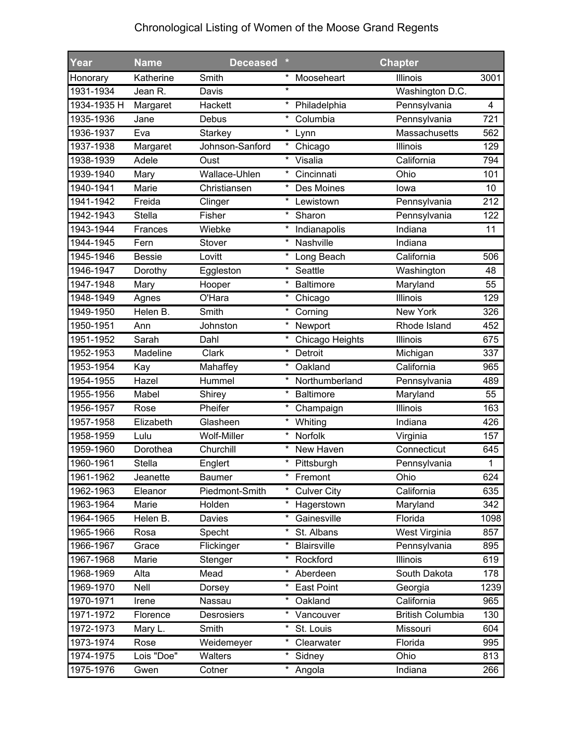# Chronological Listing of Women of the Moose Grand Regents

| Year | Name | Deceased | * | Chapter | | |
|---|---|---|---|---|---|---|
| Honorary | Katherine | Smith | * | Mooseheart | Illinois | 3001 |
| 1931-1934 | Jean R. | Davis | * | | Washington D.C. | |
| 1934-1935 H | Margaret | Hackett | * | Philadelphia | Pennsylvania | 4 |
| 1935-1936 | Jane | Debus | * | Columbia | Pennsylvania | 721 |
| 1936-1937 | Eva | Starkey | * | Lynn | Massachusetts | 562 |
| 1937-1938 | Margaret | Johnson-Sanford | * | Chicago | Illinois | 129 |
| 1938-1939 | Adele | Oust | * | Visalia | California | 794 |
| 1939-1940 | Mary | Wallace-Uhlen | * | Cincinnati | Ohio | 101 |
| 1940-1941 | Marie | Christiansen | * | Des Moines | Iowa | 10 |
| 1941-1942 | Freida | Clinger | * | Lewistown | Pennsylvania | 212 |
| 1942-1943 | Stella | Fisher | * | Sharon | Pennsylvania | 122 |
| 1943-1944 | Frances | Wiebke | * | Indianapolis | Indiana | 11 |
| 1944-1945 | Fern | Stover | * | Nashville | Indiana | |
| 1945-1946 | Bessie | Lovitt | * | Long Beach | California | 506 |
| 1946-1947 | Dorothy | Eggleston | * | Seattle | Washington | 48 |
| 1947-1948 | Mary | Hooper | * | Baltimore | Maryland | 55 |
| 1948-1949 | Agnes | O'Hara | * | Chicago | Illinois | 129 |
| 1949-1950 | Helen B. | Smith | * | Corning | New York | 326 |
| 1950-1951 | Ann | Johnston | * | Newport | Rhode Island | 452 |
| 1951-1952 | Sarah | Dahl | * | Chicago Heights | Illinois | 675 |
| 1952-1953 | Madeline | Clark | * | Detroit | Michigan | 337 |
| 1953-1954 | Kay | Mahaffey | * | Oakland | California | 965 |
| 1954-1955 | Hazel | Hummel | * | Northumberland | Pennsylvania | 489 |
| 1955-1956 | Mabel | Shirey | * | Baltimore | Maryland | 55 |
| 1956-1957 | Rose | Pheifer | * | Champaign | Illinois | 163 |
| 1957-1958 | Elizabeth | Glasheen | * | Whiting | Indiana | 426 |
| 1958-1959 | Lulu | Wolf-Miller | * | Norfolk | Virginia | 157 |
| 1959-1960 | Dorothea | Churchill | * | New Haven | Connecticut | 645 |
| 1960-1961 | Stella | Englert | * | Pittsburgh | Pennsylvania | 1 |
| 1961-1962 | Jeanette | Baumer | * | Fremont | Ohio | 624 |
| 1962-1963 | Eleanor | Piedmont-Smith | * | Culver City | California | 635 |
| 1963-1964 | Marie | Holden | * | Hagerstown | Maryland | 342 |
| 1964-1965 | Helen B. | Davies | * | Gainesville | Florida | 1098 |
| 1965-1966 | Rosa | Specht | * | St. Albans | West Virginia | 857 |
| 1966-1967 | Grace | Flickinger | * | Blairsville | Pennsylvania | 895 |
| 1967-1968 | Marie | Stenger | * | Rockford | Illinois | 619 |
| 1968-1969 | Alta | Mead | * | Aberdeen | South Dakota | 178 |
| 1969-1970 | Nell | Dorsey | * | East Point | Georgia | 1239 |
| 1970-1971 | Irene | Nassau | * | Oakland | California | 965 |
| 1971-1972 | Florence | Desrosiers | * | Vancouver | British Columbia | 130 |
| 1972-1973 | Mary L. | Smith | * | St. Louis | Missouri | 604 |
| 1973-1974 | Rose | Weidemeyer | * | Clearwater | Florida | 995 |
| 1974-1975 | Lois "Doe" | Walters | * | Sidney | Ohio | 813 |
| 1975-1976 | Gwen | Cotner | * | Angola | Indiana | 266 |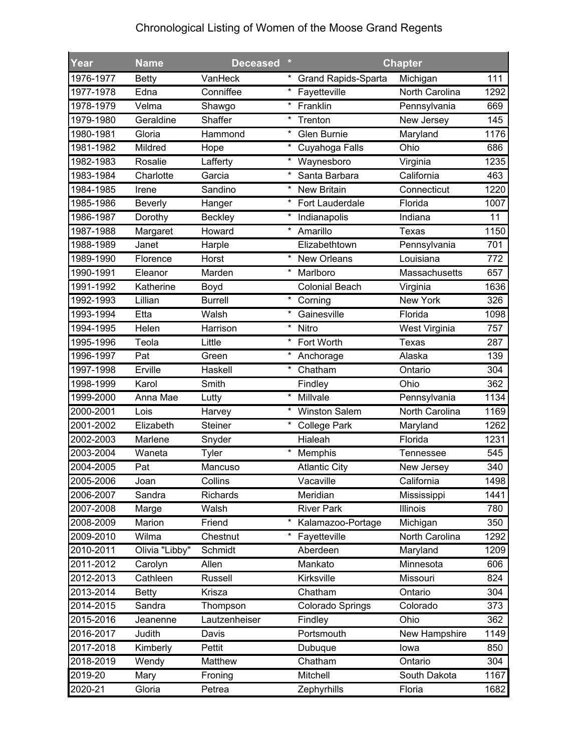# Chronological Listing of Women of the Moose Grand Regents

| Year | Name | Deceased | * | Chapter | | |
|---|---|---|---|---|---|---|
| 1976-1977 | Betty | VanHeck | * | Grand Rapids-Sparta | Michigan | 111 |
| 1977-1978 | Edna | Conniffee | * | Fayetteville | North Carolina | 1292 |
| 1978-1979 | Velma | Shawgo | * | Franklin | Pennsylvania | 669 |
| 1979-1980 | Geraldine | Shaffer | * | Trenton | New Jersey | 145 |
| 1980-1981 | Gloria | Hammond | * | Glen Burnie | Maryland | 1176 |
| 1981-1982 | Mildred | Hope | * | Cuyahoga Falls | Ohio | 686 |
| 1982-1983 | Rosalie | Lafferty | * | Waynesboro | Virginia | 1235 |
| 1983-1984 | Charlotte | Garcia | * | Santa Barbara | California | 463 |
| 1984-1985 | Irene | Sandino | * | New Britain | Connecticut | 1220 |
| 1985-1986 | Beverly | Hanger | * | Fort Lauderdale | Florida | 1007 |
| 1986-1987 | Dorothy | Beckley | * | Indianapolis | Indiana | 11 |
| 1987-1988 | Margaret | Howard | * | Amarillo | Texas | 1150 |
| 1988-1989 | Janet | Harple | | Elizabethtown | Pennsylvania | 701 |
| 1989-1990 | Florence | Horst | * | New Orleans | Louisiana | 772 |
| 1990-1991 | Eleanor | Marden | * | Marlboro | Massachusetts | 657 |
| 1991-1992 | Katherine | Boyd | | Colonial Beach | Virginia | 1636 |
| 1992-1993 | Lillian | Burrell | * | Corning | New York | 326 |
| 1993-1994 | Etta | Walsh | * | Gainesville | Florida | 1098 |
| 1994-1995 | Helen | Harrison | * | Nitro | West Virginia | 757 |
| 1995-1996 | Teola | Little | * | Fort Worth | Texas | 287 |
| 1996-1997 | Pat | Green | * | Anchorage | Alaska | 139 |
| 1997-1998 | Erville | Haskell | * | Chatham | Ontario | 304 |
| 1998-1999 | Karol | Smith | | Findley | Ohio | 362 |
| 1999-2000 | Anna Mae | Lutty | * | Millvale | Pennsylvania | 1134 |
| 2000-2001 | Lois | Harvey | * | Winston Salem | North Carolina | 1169 |
| 2001-2002 | Elizabeth | Steiner | * | College Park | Maryland | 1262 |
| 2002-2003 | Marlene | Snyder | | Hialeah | Florida | 1231 |
| 2003-2004 | Waneta | Tyler | * | Memphis | Tennessee | 545 |
| 2004-2005 | Pat | Mancuso | | Atlantic City | New Jersey | 340 |
| 2005-2006 | Joan | Collins | | Vacaville | California | 1498 |
| 2006-2007 | Sandra | Richards | | Meridian | Mississippi | 1441 |
| 2007-2008 | Marge | Walsh | | River Park | Illinois | 780 |
| 2008-2009 | Marion | Friend | * | Kalamazoo-Portage | Michigan | 350 |
| 2009-2010 | Wilma | Chestnut | * | Fayetteville | North Carolina | 1292 |
| 2010-2011 | Olivia "Libby" | Schmidt | | Aberdeen | Maryland | 1209 |
| 2011-2012 | Carolyn | Allen | | Mankato | Minnesota | 606 |
| 2012-2013 | Cathleen | Russell | | Kirksville | Missouri | 824 |
| 2013-2014 | Betty | Krisza | | Chatham | Ontario | 304 |
| 2014-2015 | Sandra | Thompson | | Colorado Springs | Colorado | 373 |
| 2015-2016 | Jeanenne | Lautzenheiser | | Findley | Ohio | 362 |
| 2016-2017 | Judith | Davis | | Portsmouth | New Hampshire | 1149 |
| 2017-2018 | Kimberly | Pettit | | Dubuque | Iowa | 850 |
| 2018-2019 | Wendy | Matthew | | Chatham | Ontario | 304 |
| 2019-20 | Mary | Froning | | Mitchell | South Dakota | 1167 |
| 2020-21 | Gloria | Petrea | | Zephyrhills | Floria | 1682 |